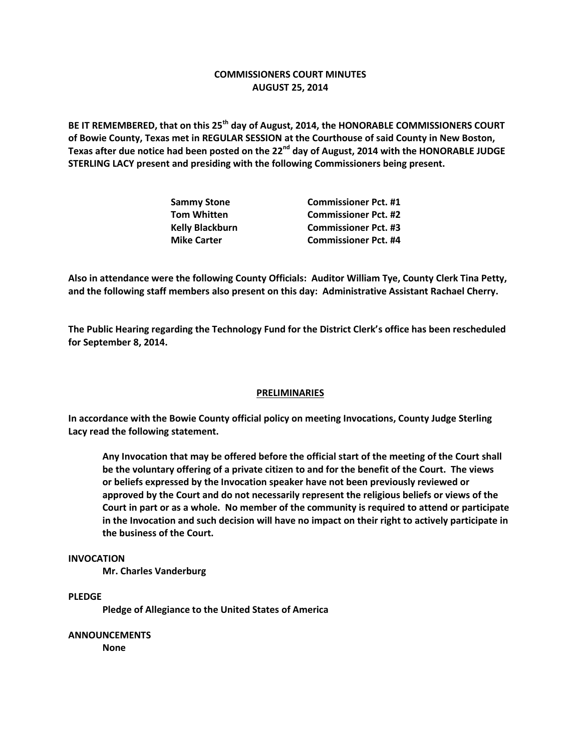# COMMISSIONERS COURT MINUTES
## AUGUST 25, 2014

**BE IT REMEMBERED, that on this 25th day of August, 2014, the HONORABLE COMMISSIONERS COURT of Bowie County, Texas met in REGULAR SESSION at the Courthouse of said County in New Boston, Texas after due notice had been posted on the 22nd day of August, 2014 with the HONORABLE JUDGE STERLING LACY present and presiding with the following Commissioners being present.**

| | |
|---|---|
| **Sammy Stone** | **Commissioner Pct. #1** |
| **Tom Whitten** | **Commissioner Pct. #2** |
| **Kelly Blackburn** | **Commissioner Pct. #3** |
| **Mike Carter** | **Commissioner Pct. #4** |

**Also in attendance were the following County Officials: Auditor William Tye, County Clerk Tina Petty, and the following staff members also present on this day: Administrative Assistant Rachael Cherry.**

**The Public Hearing regarding the Technology Fund for the District Clerk's office has been rescheduled for September 8, 2014.**

## PRELIMINARIES

**In accordance with the Bowie County official policy on meeting Invocations, County Judge Sterling Lacy read the following statement.**

> **Any Invocation that may be offered before the official start of the meeting of the Court shall be the voluntary offering of a private citizen to and for the benefit of the Court. The views or beliefs expressed by the Invocation speaker have not been previously reviewed or approved by the Court and do not necessarily represent the religious beliefs or views of the Court in part or as a whole. No member of the community is required to attend or participate in the Invocation and such decision will have no impact on their right to actively participate in the business of the Court.**

**INVOCATION**

**Mr. Charles Vanderburg**

**PLEDGE**

**Pledge of Allegiance to the United States of America**

**ANNOUNCEMENTS**

**None**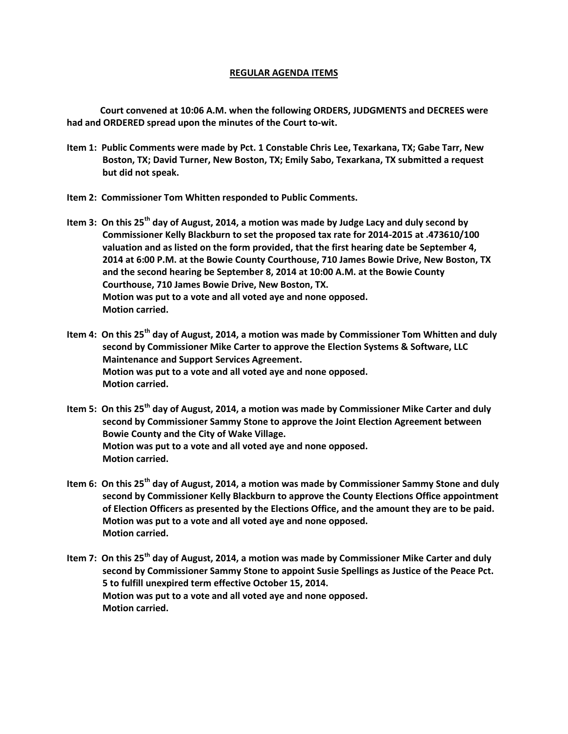## REGULAR AGENDA ITEMS

**Court convened at 10:06 A.M. when the following ORDERS, JUDGMENTS and DECREES were had and ORDERED spread upon the minutes of the Court to-wit.**

**Item 1: Public Comments were made by Pct. 1 Constable Chris Lee, Texarkana, TX; Gabe Tarr, New Boston, TX; David Turner, New Boston, TX; Emily Sabo, Texarkana, TX submitted a request but did not speak.**

**Item 2: Commissioner Tom Whitten responded to Public Comments.**

**Item 3: On this 25th day of August, 2014, a motion was made by Judge Lacy and duly second by Commissioner Kelly Blackburn to set the proposed tax rate for 2014-2015 at .473610/100 valuation and as listed on the form provided, that the first hearing date be September 4, 2014 at 6:00 P.M. at the Bowie County Courthouse, 710 James Bowie Drive, New Boston, TX and the second hearing be September 8, 2014 at 10:00 A.M. at the Bowie County Courthouse, 710 James Bowie Drive, New Boston, TX.**
**Motion was put to a vote and all voted aye and none opposed.**
**Motion carried.**

**Item 4: On this 25th day of August, 2014, a motion was made by Commissioner Tom Whitten and duly second by Commissioner Mike Carter to approve the Election Systems & Software, LLC Maintenance and Support Services Agreement.**
**Motion was put to a vote and all voted aye and none opposed.**
**Motion carried.**

**Item 5: On this 25th day of August, 2014, a motion was made by Commissioner Mike Carter and duly second by Commissioner Sammy Stone to approve the Joint Election Agreement between Bowie County and the City of Wake Village.**
**Motion was put to a vote and all voted aye and none opposed.**
**Motion carried.**

**Item 6: On this 25th day of August, 2014, a motion was made by Commissioner Sammy Stone and duly second by Commissioner Kelly Blackburn to approve the County Elections Office appointment of Election Officers as presented by the Elections Office, and the amount they are to be paid.**
**Motion was put to a vote and all voted aye and none opposed.**
**Motion carried.**

**Item 7: On this 25th day of August, 2014, a motion was made by Commissioner Mike Carter and duly second by Commissioner Sammy Stone to appoint Susie Spellings as Justice of the Peace Pct. 5 to fulfill unexpired term effective October 15, 2014.**
**Motion was put to a vote and all voted aye and none opposed.**
**Motion carried.**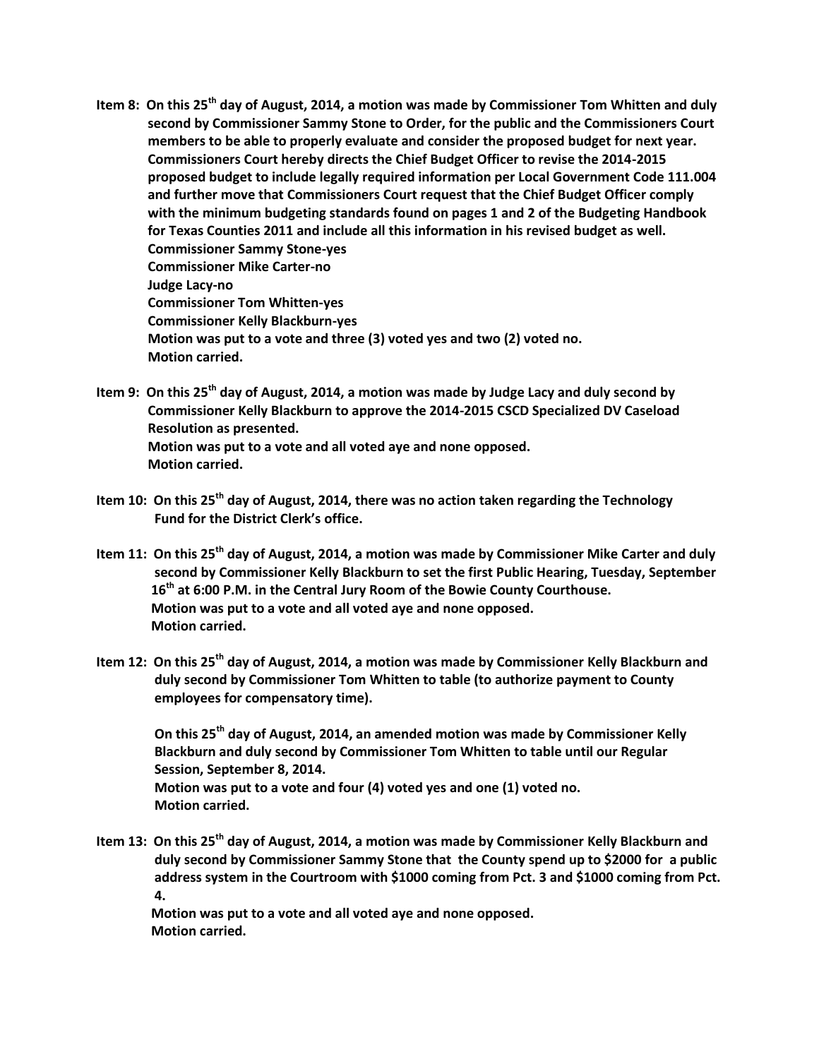**Item 8: On this 25th day of August, 2014, a motion was made by Commissioner Tom Whitten and duly second by Commissioner Sammy Stone to Order, for the public and the Commissioners Court members to be able to properly evaluate and consider the proposed budget for next year. Commissioners Court hereby directs the Chief Budget Officer to revise the 2014-2015 proposed budget to include legally required information per Local Government Code 111.004 and further move that Commissioners Court request that the Chief Budget Officer comply with the minimum budgeting standards found on pages 1 and 2 of the Budgeting Handbook for Texas Counties 2011 and include all this information in his revised budget as well.**

**Commissioner Sammy Stone-yes**
**Commissioner Mike Carter-no**
**Judge Lacy-no**
**Commissioner Tom Whitten-yes**
**Commissioner Kelly Blackburn-yes**
**Motion was put to a vote and three (3) voted yes and two (2) voted no.**
**Motion carried.**

**Item 9: On this 25th day of August, 2014, a motion was made by Judge Lacy and duly second by Commissioner Kelly Blackburn to approve the 2014-2015 CSCD Specialized DV Caseload Resolution as presented.**
**Motion was put to a vote and all voted aye and none opposed.**
**Motion carried.**

**Item 10: On this 25th day of August, 2014, there was no action taken regarding the Technology Fund for the District Clerk's office.**

**Item 11: On this 25th day of August, 2014, a motion was made by Commissioner Mike Carter and duly second by Commissioner Kelly Blackburn to set the first Public Hearing, Tuesday, September 16th at 6:00 P.M. in the Central Jury Room of the Bowie County Courthouse.**
**Motion was put to a vote and all voted aye and none opposed.**
**Motion carried.**

**Item 12: On this 25th day of August, 2014, a motion was made by Commissioner Kelly Blackburn and duly second by Commissioner Tom Whitten to table (to authorize payment to County employees for compensatory time).**

**On this 25th day of August, 2014, an amended motion was made by Commissioner Kelly Blackburn and duly second by Commissioner Tom Whitten to table until our Regular Session, September 8, 2014.**
**Motion was put to a vote and four (4) voted yes and one (1) voted no.**
**Motion carried.**

**Item 13: On this 25th day of August, 2014, a motion was made by Commissioner Kelly Blackburn and duly second by Commissioner Sammy Stone that the County spend up to $2000 for a public address system in the Courtroom with $1000 coming from Pct. 3 and $1000 coming from Pct. 4.**
**Motion was put to a vote and all voted aye and none opposed.**
**Motion carried.**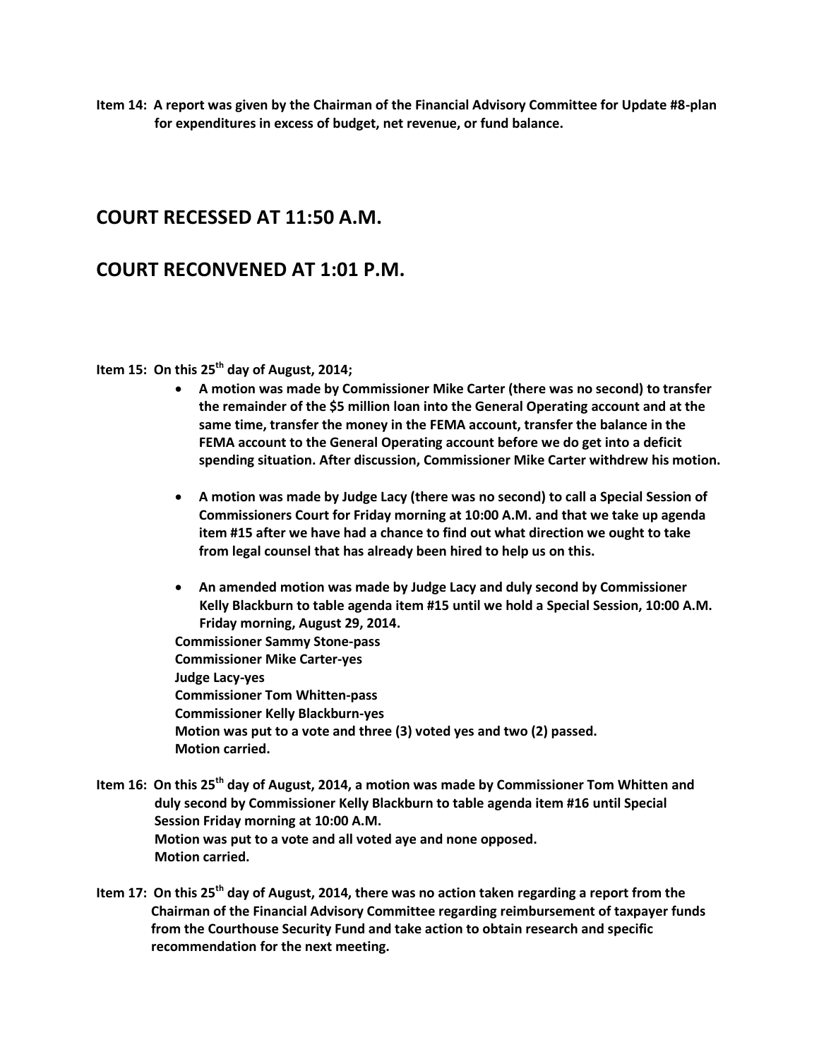**Item 14: A report was given by the Chairman of the Financial Advisory Committee for Update #8-plan for expenditures in excess of budget, net revenue, or fund balance.**

# COURT RECESSED AT 11:50 A.M.

# COURT RECONVENED AT 1:01 P.M.

**Item 15: On this 25th day of August, 2014;**

- **A motion was made by Commissioner Mike Carter (there was no second) to transfer the remainder of the $5 million loan into the General Operating account and at the same time, transfer the money in the FEMA account, transfer the balance in the FEMA account to the General Operating account before we do get into a deficit spending situation. After discussion, Commissioner Mike Carter withdrew his motion.**

- **A motion was made by Judge Lacy (there was no second) to call a Special Session of Commissioners Court for Friday morning at 10:00 A.M. and that we take up agenda item #15 after we have had a chance to find out what direction we ought to take from legal counsel that has already been hired to help us on this.**

- **An amended motion was made by Judge Lacy and duly second by Commissioner Kelly Blackburn to table agenda item #15 until we hold a Special Session, 10:00 A.M. Friday morning, August 29, 2014.**

  **Commissioner Sammy Stone-pass**
  **Commissioner Mike Carter-yes**
  **Judge Lacy-yes**
  **Commissioner Tom Whitten-pass**
  **Commissioner Kelly Blackburn-yes**
  **Motion was put to a vote and three (3) voted yes and two (2) passed.**
  **Motion carried.**

**Item 16: On this 25th day of August, 2014, a motion was made by Commissioner Tom Whitten and duly second by Commissioner Kelly Blackburn to table agenda item #16 until Special Session Friday morning at 10:00 A.M.**
**Motion was put to a vote and all voted aye and none opposed.**
**Motion carried.**

**Item 17: On this 25th day of August, 2014, there was no action taken regarding a report from the Chairman of the Financial Advisory Committee regarding reimbursement of taxpayer funds from the Courthouse Security Fund and take action to obtain research and specific recommendation for the next meeting.**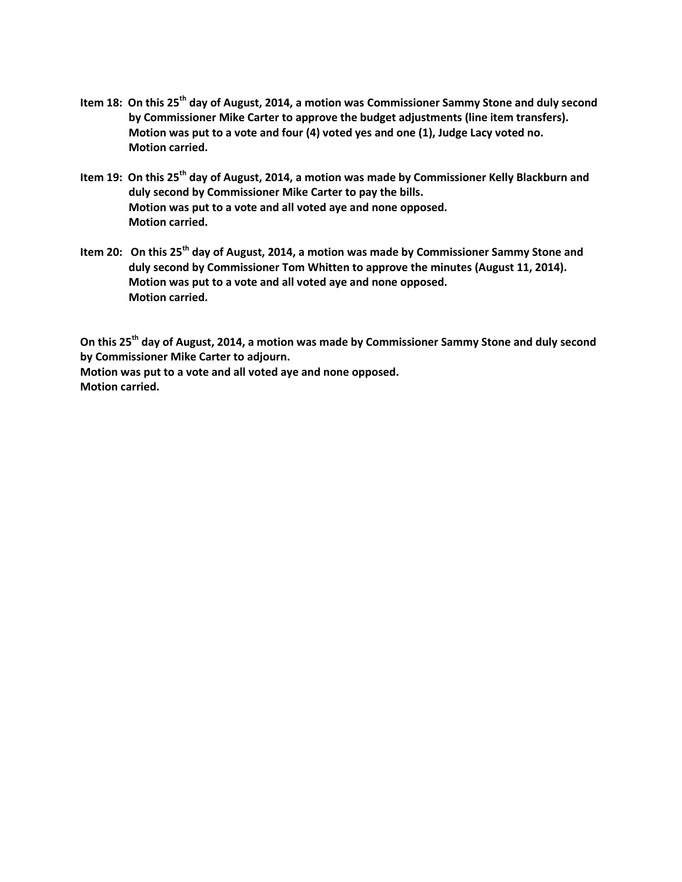**Item 18: On this 25th day of August, 2014, a motion was Commissioner Sammy Stone and duly second by Commissioner Mike Carter to approve the budget adjustments (line item transfers). Motion was put to a vote and four (4) voted yes and one (1), Judge Lacy voted no. Motion carried.**

**Item 19: On this 25th day of August, 2014, a motion was made by Commissioner Kelly Blackburn and duly second by Commissioner Mike Carter to pay the bills. Motion was put to a vote and all voted aye and none opposed. Motion carried.**

**Item 20: On this 25th day of August, 2014, a motion was made by Commissioner Sammy Stone and duly second by Commissioner Tom Whitten to approve the minutes (August 11, 2014). Motion was put to a vote and all voted aye and none opposed. Motion carried.**

**On this 25th day of August, 2014, a motion was made by Commissioner Sammy Stone and duly second by Commissioner Mike Carter to adjourn.**
**Motion was put to a vote and all voted aye and none opposed.**
**Motion carried.**